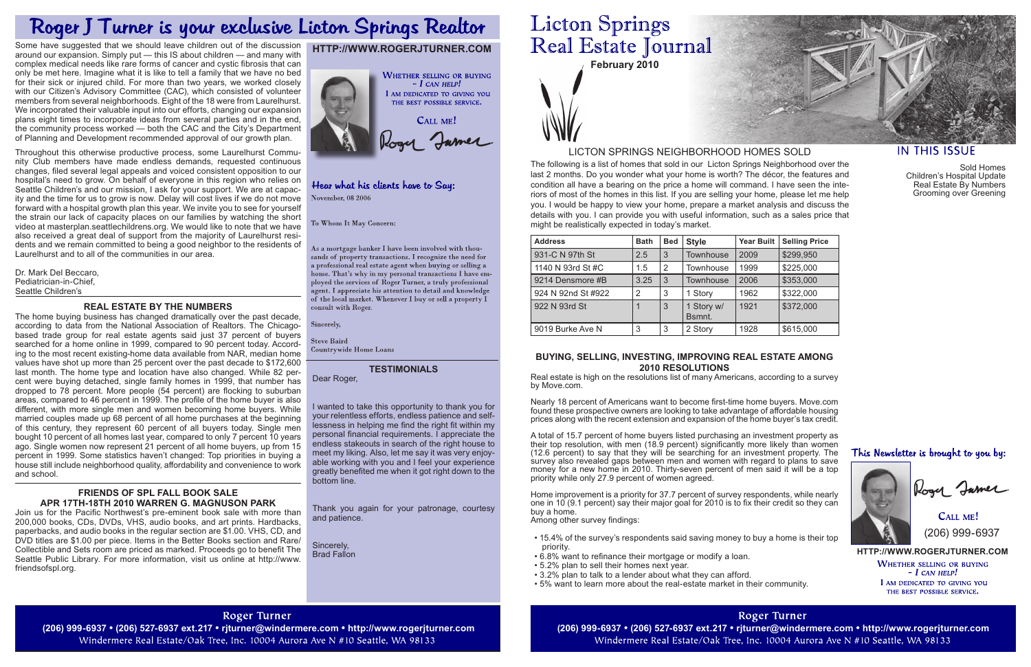// Left page

# Roger J Turner is your exclusive Licton Springs Realtor

Some have suggested that we should leave children out of the discussion around our expansion. Simply put — this IS about children — and many with complex medical needs like rare forms of cancer and cystic fibrosis that can only be met here. Imagine what it is like to tell a family that we have no bed for their sick or injured child. For more than two years, we worked closely with our Citizen's Advisory Committee (CAC), which consisted of volunteer members from several neighborhoods. Eight of the 18 were from Laurelhurst. We incorporated their valuable input into our efforts, changing our expansion plans eight times to incorporate ideas from several parties and in the end, the community process worked — both the CAC and the City's Department of Planning and Development recommended approval of our growth plan.

Throughout this otherwise productive process, some Laurelhurst Community Club members have made endless demands, requested continuous changes, filed several legal appeals and voiced consistent opposition to our hospital's need to grow. On behalf of everyone in this region who relies on Seattle Children's and our mission, I ask for your support. We are at capacity and the time for us to grow is now. Delay will cost lives if we do not move forward with a hospital growth plan this year. We invite you to see for yourself the strain our lack of capacity places on our families by watching the short video at masterplan.seattlechildrens.org. We would like to note that we have also received a great deal of support from the majority of Laurelhurst residents and we remain committed to being a good neighbor to the residents of Laurelhurst and to all of the communities in our area.

Dr. Mark Del Beccaro,
Pediatrician-in-Chief,
Seattle Children's

## REAL ESTATE BY THE NUMBERS

The home buying business has changed dramatically over the past decade, according to data from the National Association of Realtors. The Chicago-based trade group for real estate agents said just 37 percent of buyers searched for a home online in 1999, compared to 90 percent today. According to the most recent existing-home data available from NAR, median home values have shot up more than 25 percent over the past decade to $172,600 last month. The home type and location have also changed. While 82 percent were buying detached, single family homes in 1999, that number has dropped to 78 percent. More people (54 percent) are flocking to suburban areas, compared to 46 percent in 1999. The profile of the home buyer is also different, with more single men and women becoming home buyers. While married couples made up 68 percent of all home purchases at the beginning of this century, they represent 60 percent of all buyers today. Single men bought 10 percent of all homes last year, compared to only 7 percent 10 years ago. Single women now represent 21 percent of all home buyers, up from 15 percent in 1999. Some statistics haven't changed: Top priorities in buying a house still include neighborhood quality, affordability and convenience to work and school.

## FRIENDS OF SPL FALL BOOK SALE
## APR 17TH-18TH 2010 WARREN G. MAGNUSON PARK

Join us for the Pacific Northwest's pre-eminent book sale with more than 200,000 books, CDs, DVDs, VHS, audio books, and art prints. Hardbacks, paperbacks, and audio books in the regular section are $1.00. VHS, CD, and DVD titles are $1.00 per piece. Items in the Better Books section and Rare/Collectible and Sets room are priced as marked. Proceeds go to benefit The Seattle Public Library. For more information, visit us online at http://www.friendsofspl.org.

**HTTP://WWW.ROGERJTURNER.COM**

WHETHER SELLING OR BUYING – *I CAN HELP!*
I AM DEDICATED TO GIVING YOU THE BEST POSSIBLE SERVICE.

CALL ME!

Roger Turner

### Hear what his clients have to Say:

November, 08 2006

To Whom It May Concern:

As a mortgage banker I have been involved with thousands of property transactions. I recognize the need for a professional real estate agent when buying or selling a home. That's why in my personal transactions I have employed the services of Roger Turner, a truly professional agent. I appreciate his attention to detail and knowledge of the local market. Whenever I buy or sell a property I consult with Roger.

Sincerely,

Steve Baird
Countrywide Home Loans

### TESTIMONIALS

Dear Roger,

I wanted to take this opportunity to thank you for your relentless efforts, endless patience and selflessness in helping me find the right fit within my personal financial requirements. I appreciate the endless stakeouts in search of the right house to meet my liking. Also, let me say it was very enjoyable working with you and I feel your experience greatly benefited me when it got right down to the bottom line.

Thank you again for your patronage, courtesy and patience.

Sincerely,
Brad Fallon

**Roger Turner**
**(206) 999-6937 • (206) 527-6937 ext.217 • rjturner@windermere.com • http://www.rogerjturner.com**
Windermere Real Estate/Oak Tree, Inc. 10004 Aurora Ave N #10 Seattle, WA 98133

// Right page

# Licton Springs Real Estate Journal

**February 2010**

## LICTON SPRINGS NEIGHBORHOOD HOMES SOLD

The following is a list of homes that sold in our Licton Springs Neighborhood over the last 2 months. Do you wonder what your home is worth? The décor, the features and condition all have a bearing on the price a home will command. I have seen the interiors of most of the homes in this list. If you are selling your home, please let me help you. I would be happy to view your home, prepare a market analysis and discuss the details with you. I can provide you with useful information, such as a sales price that might be realistically expected in today's market.

| Address | Bath | Bed | Style | Year Built | Selling Price |
|---|---|---|---|---|---|
| 931-C N 97th St | 2.5 | 3 | Townhouse | 2009 | $299,950 |
| 1140 N 93rd St #C | 1.5 | 2 | Townhouse | 1999 | $225,000 |
| 9214 Densmore #B | 3.25 | 3 | Townhouse | 2006 | $353,000 |
| 924 N 92nd St #922 | 2 | 3 | 1 Story | 1962 | $322,000 |
| 922 N 93rd St | 1 | 3 | 1 Story w/ Bsmnt. | 1921 | $372,000 |
| 9019 Burke Ave N | 3 | 3 | 2 Story | 1928 | $615,000 |

## BUYING, SELLING, INVESTING, IMPROVING REAL ESTATE AMONG 2010 RESOLUTIONS

Real estate is high on the resolutions list of many Americans, according to a survey by Move.com.

Nearly 18 percent of Americans want to become first-time home buyers. Move.com found these prospective owners are looking to take advantage of affordable housing prices along with the recent extension and expansion of the home buyer's tax credit.

A total of 15.7 percent of home buyers listed purchasing an investment property as their top resolution, with men (18.9 percent) significantly more likely than women (12.6 percent) to say that they will be searching for an investment property. The survey also revealed gaps between men and women with regard to plans to save money for a new home in 2010. Thirty-seven percent of men said it will be a top priority while only 27.9 percent of women agreed.

Home improvement is a priority for 37.7 percent of survey respondents, while nearly one in 10 (9.1 percent) say their major goal for 2010 is to fix their credit so they can buy a home.
Among other survey findings:

- 15.4% of the survey's respondents said saving money to buy a home is their top priority.
- 6.8% want to refinance their mortgage or modify a loan.
- 5.2% plan to sell their homes next year.
- 3.2% plan to talk to a lender about what they can afford.
- 5% want to learn more about the real-estate market in their community.

## IN THIS ISSUE

Sold Homes
Children's Hospital Update
Real Estate By Numbers
Grooming over Greening

### This Newsletter is brought to you by:

Roger Turner

CALL ME!
(206) 999-6937

**HTTP://WWW.ROGERJTURNER.COM**

WHETHER SELLING OR BUYING – *I CAN HELP!*
I AM DEDICATED TO GIVING YOU THE BEST POSSIBLE SERVICE.

**Roger Turner**
**(206) 999-6937 • (206) 527-6937 ext.217 • rjturner@windermere.com • http://www.rogerjturner.com**
Windermere Real Estate/Oak Tree, Inc. 10004 Aurora Ave N #10 Seattle, WA 98133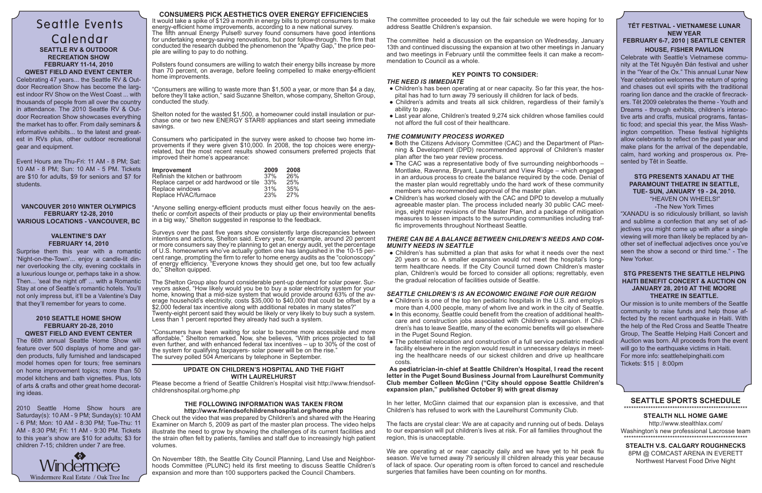# Seattle Events Calendar

## SEATTLE RV & OUTDOOR RECREATION SHOW
**FEBRUARY 11-14, 2010**
**QWEST FIELD AND EVENT CENTER**

Celebrating 47 years... the Seattle RV & Outdoor Recreation Show has become the largest indoor RV Show on the West Coast ... with thousands of people from all over the country in attendance. The 2010 Seattle RV & Outdoor Recreation Show showcases everything the market has to offer. From daily seminars & informative exhibits... to the latest and greatest in RVs plus, other outdoor recreational gear and equipment.

Event Hours are Thu-Fri: 11 AM - 8 PM; Sat: 10 AM - 8 PM; Sun: 10 AM - 5 PM. Tickets are $10 for adults, $9 for seniors and $7 for students.

## VANCOUVER 2010 WINTER OLYMPICS
**FEBRUARY 12-28, 2010**
**VARIOUS LOCATIONS - VANCOUVER, BC**

## VALENTINE'S DAY
**FEBRUARY 14, 2010**

Surprise them this year with a romantic 'Night-on-the-Town'... enjoy a candle-lit dinner overlooking the city, evening cocktails in a luxurious lounge or, perhaps take in a show. Then... 'seal the night off' ... with a Romantic Stay at one of Seattle's romantic hotels. You'll not only impress but, it'll be a Valentine's Day that they'll remember for years to come.

## 2010 SEATTLE HOME SHOW
**FEBRUARY 20-28, 2010**
**QWEST FIELD AND EVENT CENTER**

The 66th annual Seattle Home Show will feature over 500 displays of home and garden products, fully furnished and landscaped model homes open for tours; free seminars on home improvement topics; more than 50 model kitchens and bath vignettes. Plus, lots of arts & crafts and other great home decorating ideas.

2010 Seattle Home Show hours are Saturday(s): 10 AM - 9 PM; Sunday(s): 10 AM - 6 PM; Mon: 10 AM - 8:30 PM; Tue-Thu: 11 AM - 8:30 PM; Fri: 11 AM - 9:30 PM. Tickets to this year's show are $10 for adults; $3 for children 7-15; children under 7 are free.

Windermere
Windermere Real Estate / Oak Tree Inc

## CONSUMERS PICK AESTHETICS OVER ENERGY EFFICIENCIES

It would take a spike of $129 a month in energy bills to prompt consumers to make energy-efficient home improvements, according to a new national survey.

The fifth annual Energy Pulse® survey found consumers have good intentions for undertaking energy-saving renovations, but poor follow-through. The firm that conducted the research dubbed the phenomenon the "Apathy Gap," the price people are willing to pay to do nothing.

Pollsters found consumers are willing to watch their energy bills increase by more than 70 percent, on average, before feeling compelled to make energy-efficient home improvements.

"Consumers are willing to waste more than $1,500 a year, or more than $4 a day, before they'll take action," said Suzanne Shelton, whose company, Shelton Group, conducted the study.

Shelton noted for the wasted $1,500, a homeowner could install insulation or purchase one or two new ENERGY STAR® appliances and start seeing immediate savings.

Consumers who participated in the survey were asked to choose two home improvements if they were given $10,000. In 2008, the top choices were energy-related, but the most recent results showed consumers preferred projects that improved their home's appearance:

| Improvement | 2009 | 2008 |
|---|---|---|
| Refinish the kitchen or bathroom | 37% | 26% |
| Replace carpet or add hardwood or tile | 33% | 25% |
| Replace windows | 31% | 35% |
| Replace HVAC/furnace | 23% | 27% |

"Anyone selling energy-efficient products must either focus heavily on the aesthetic or comfort aspects of their products or play up their environmental benefits in a big way," Shelton suggested in response to the feedback.

Surveys over the past five years show consistently large discrepancies between intentions and actions, Shelton said. Every year, for example, around 20 percent or more consumers say they're planning to get an energy audit, yet the percentage of U.S. homeowners who've actually gotten one has languished in the 10-15 percent range, prompting the firm to refer to home energy audits as the "colonoscopy" of energy efficiency. "Everyone knows they should get one, but too few actually do," Shelton quipped.

The Shelton Group also found considerable pent-up demand for solar power. Surveyors asked, "How likely would you be to buy a solar electricity system for your home, knowing that a mid-size system that would provide around 63% of the average household's electricity, costs $35,000 to $40,000 that could be offset by a $2,000 federal tax incentive along with additional rebates in many states?"

Twenty-eight percent said they would be likely or very likely to buy such a system. Less than 1 percent reported they already had such a system.

"Consumers have been waiting for solar to become more accessible and more affordable," Shelton remarked. Now, she believes, "With prices projected to fall even further, and with enhanced federal tax incentives – up to 30% of the cost of the system for qualifying taxpayers- solar power will be on the rise."

The survey polled 504 Americans by telephone in September.

## UPDATE ON CHILDREN'S HOSPITAL AND THE FIGHT WITH LAURELHURST

Please become a friend of Seattle Children's Hospital visit http://www.friendsofchildrenshospital.org/home.php

### THE FOLLOWING INFORMATION WAS TAKEN FROM http://www.friendsofchildrenshospital.org/home.php

Check out the video that was prepared by Children's and shared with the Hearing Examiner on March 5, 2009 as part of the master plan process. The video helps illustrate the need to grow by showing the challenges of its current facilities and the strain often felt by patients, families and staff due to increasingly high patient volumes.

On November 18th, the Seattle City Council Planning, Land Use and Neighborhoods Committee (PLUNC) held its first meeting to discuss Seattle Children's expansion and more than 100 supporters packed the Council Chambers.

The committee proceeded to lay out the fair schedule we were hoping for to address Seattle Children's expansion.

The committee held a discussion on the expansion on Wednesday, January 13th and continued discussing the expansion at two other meetings in January and two meetings in February until the committee feels it can make a recommendation to Council as a whole.

### KEY POINTS TO CONSIDER:

#### *THE NEED IS IMMEDIATE*

- Children's has been operating at or near capacity. So far this year, the hospital has had to turn away 79 seriously ill children for lack of beds.
- Children's admits and treats all sick children, regardless of their family's ability to pay.
- Last year alone, Children's treated 9,274 sick children whose families could not afford the full cost of their healthcare.

#### *THE COMMUNITY PROCESS WORKED*

- Both the Citizens Advisory Committee (CAC) and the Department of Planning & Development (DPD) recommended approval of Children's master plan after the two year review process.
- The CAC was a representative body of five surrounding neighborhoods – Montlake, Ravenna, Bryant, Laurelhurst and View Ridge – which engaged in an arduous process to create the balance required by the code. Denial of the master plan would regrettably undo the hard work of these community members who recommended approval of the master plan.
- Children's has worked closely with the CAC and DPD to develop a mutually agreeable master plan. The process included nearly 30 public CAC meetings, eight major revisions of the Master Plan, and a package of mitigation measures to lessen impacts to the surrounding communities including traffic improvements throughout Northeast Seattle.

#### *THERE CAN BE A BALANCE BETWEEN CHILDREN'S NEEDS AND COMMUNITY NEEDS IN SEATTLE*

- Children's has submitted a plan that asks for what it needs over the next 20 years or so. A smaller expansion would not meet the hospital's long-term healthcare needs. If the City Council turned down Children's master plan, Children's would be forced to consider all options; regrettably, even the gradual relocation of facilities outside of Seattle.

#### *SEATTLE CHILDREN'S IS AN ECONOMIC ENGINE FOR OUR REGION*

- Children's is one of the top ten pediatric hospitals in the U.S. and employs more than 4,000 people, many of whom live and work in the city of Seattle.
- In this economy, Seattle could benefit from the creation of additional healthcare and construction jobs associated with Children's expansion. If Children's has to leave Seattle, many of the economic benefits will go elsewhere in the Puget Sound Region.
- The potential relocation and construction of a full service pediatric medical facility elsewhere in the region would result in unnecessary delays in meeting the healthcare needs of our sickest children and drive up healthcare costs.

**As pediatrician-in-chief at Seattle Children's Hospital, I read the recent letter in the Puget Sound Business Journal from Laurelhurst Community Club member Colleen McGinn ("City should oppose Seattle Children's expansion plan," published October 9) with great dismay**

In her letter, McGinn claimed that our expansion plan is excessive, and that Children's has refused to work with the Laurelhurst Community Club.

The facts are crystal clear: We are at capacity and running out of beds. Delays to our expansion will put children's lives at risk. For all families throughout the region, this is unacceptable.

We are operating at or near capacity daily and we have yet to hit peak flu season. We've turned away 79 seriously ill children already this year because of lack of space. Our operating room is often forced to cancel and reschedule surgeries that families have been counting on for months.

## TÉT FESTIVAL - VIETNAMESE LUNAR NEW YEAR
**FEBRUARY 6-7, 2010 | SEATTLE CENTER HOUSE, FISHER PAVILION**

Celebrate with Seattle's Vietnamese community at the Tết Nguyên Đán festival and usher in the "Year of the Ox." This annual Lunar New Year celebration welcomes the return of spring and chases out evil spirits with the traditional roaring lion dance and the crackle of firecrackers. Tết 2009 celebrates the theme - Youth and Dreams - through exhibits, children's interactive arts and crafts, musical programs, fantastic food; and special this year, the Miss Washington competition. These festival highlights allow celebrants to reflect on the past year and make plans for the arrival of the dependable, calm, hard working and prosperous ox. Presented by Tết in Seattle.

## STG PRESENTS XANADU AT THE PARAMOUNT THEATRE IN SEATTLE, TUE- SUN, JANUARY 19 - 24, 2010.

"HEAVEN ON WHEELS!"
-The New York Times

"XANADU is so ridiculously brilliant, so lavish and sublime a confection that any set of adjectives you might come up with after a single viewing will more than likely be replaced by another set of ineffectual adjectives once you've seen the show a second or third time." - The New Yorker.

## STG PRESENTS THE SEATTLE HELPING HAITI BENEFIT CONCERT & AUCTION ON JANUARY 28, 2010 AT THE MOORE THEATRE IN SEATTLE.

Our mission is to unite members of the Seattle community to raise funds and help those affected by the recent earthquake in Haiti. With the help of the Red Cross and Seattle Theatre Group, The Seattle Helping Haiti Concert and Auction was born. All proceeds from the event will go to the earthquake victims in Haiti.

For more info: seattlehelpinghaiti.com

Tickets: $15 | 8:00pm

## SEATTLE SPORTS SCHEDULE

**STEALTH NLL HOME GAME**

http://www.stealthlax.com/

Washington's new professional Lacrosse team

**STEALTH V.S. CALGARY ROUGHNECKS**

8PM @ COMCAST ARENA IN EVERETT

Northwest Harvest Food Drive Night